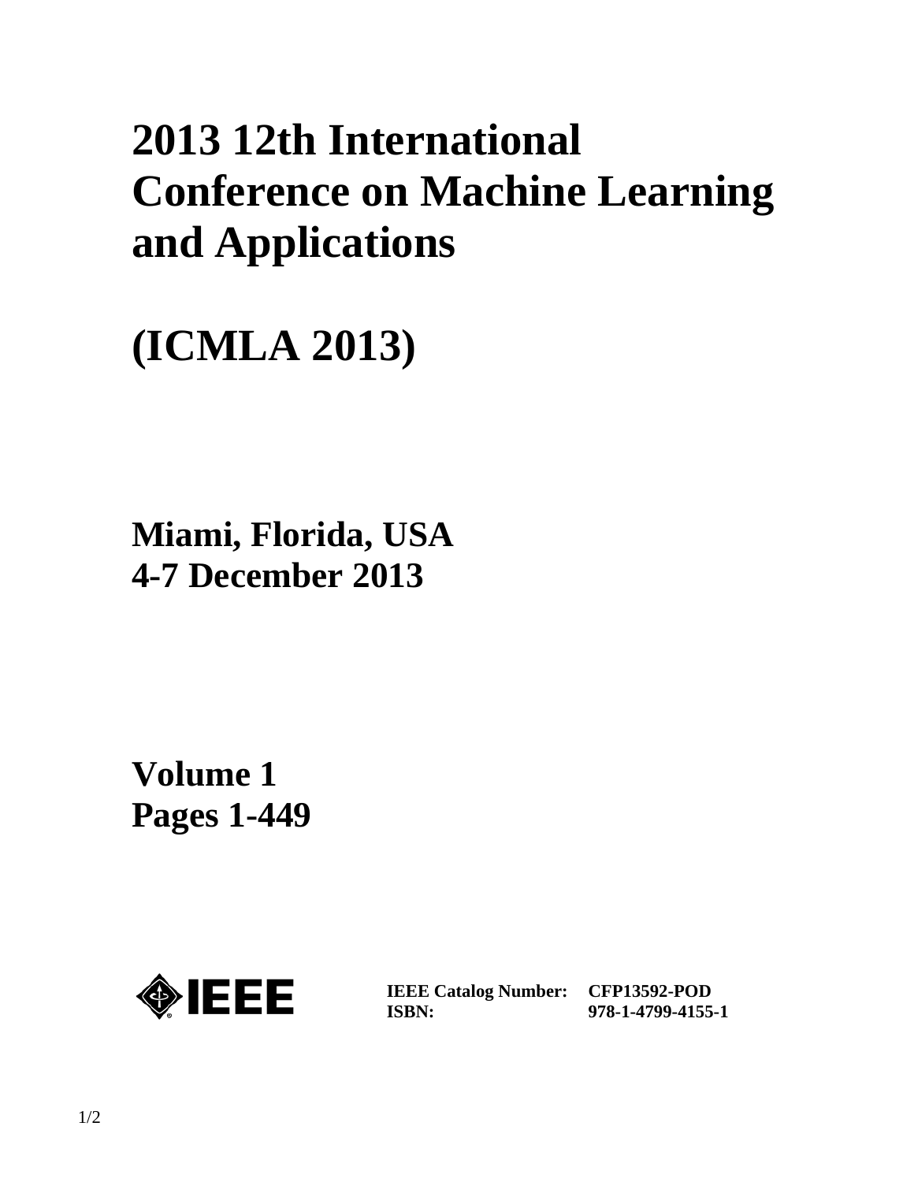# 2013 12th International Conference on Machine Learning and Applications

# (ICMLA 2013)

## Miami, Florida, USA
## 4-7 December 2013

## Volume 1
## Pages 1-449

IEEE

| | |
|---|---|
| **IEEE Catalog Number:** | **CFP13592-POD** |
| **ISBN:** | **978-1-4799-4155-1** |

1/2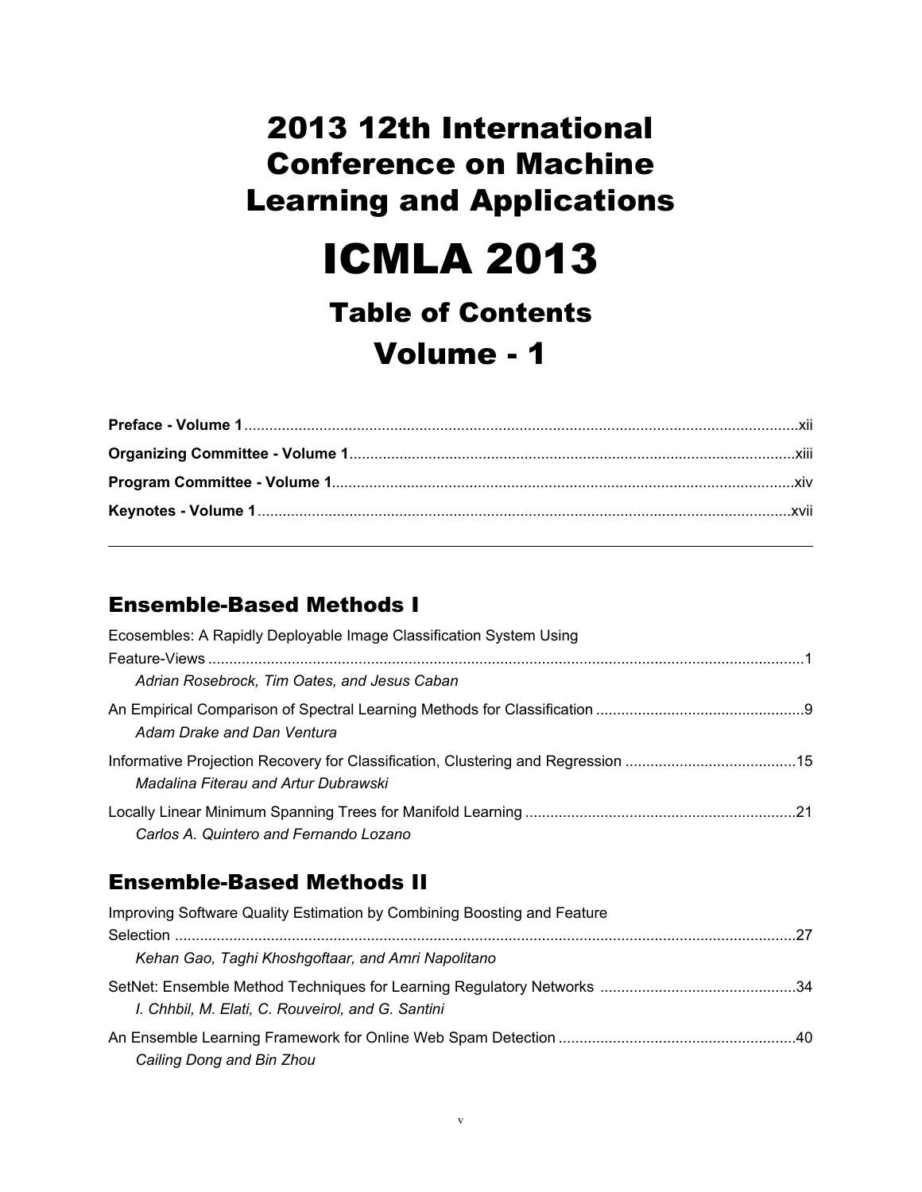# 2013 12th International Conference on Machine Learning and Applications

# ICMLA 2013

## Table of Contents

## Volume - 1

**Preface - Volume 1** ..... xii

**Organizing Committee - Volume 1** ..... xiii

**Program Committee - Volume 1** ..... xiv

**Keynotes - Volume 1** ..... xvii

---

## Ensemble-Based Methods I

Ecosembles: A Rapidly Deployable Image Classification System Using Feature-Views ..... 1
*Adrian Rosebrock, Tim Oates, and Jesus Caban*

An Empirical Comparison of Spectral Learning Methods for Classification ..... 9
*Adam Drake and Dan Ventura*

Informative Projection Recovery for Classification, Clustering and Regression ..... 15
*Madalina Fiterau and Artur Dubrawski*

Locally Linear Minimum Spanning Trees for Manifold Learning ..... 21
*Carlos A. Quintero and Fernando Lozano*

## Ensemble-Based Methods II

Improving Software Quality Estimation by Combining Boosting and Feature Selection ..... 27
*Kehan Gao, Taghi Khoshgoftaar, and Amri Napolitano*

SetNet: Ensemble Method Techniques for Learning Regulatory Networks ..... 34
*I. Chhbil, M. Elati, C. Rouveirol, and G. Santini*

An Ensemble Learning Framework for Online Web Spam Detection ..... 40
*Cailing Dong and Bin Zhou*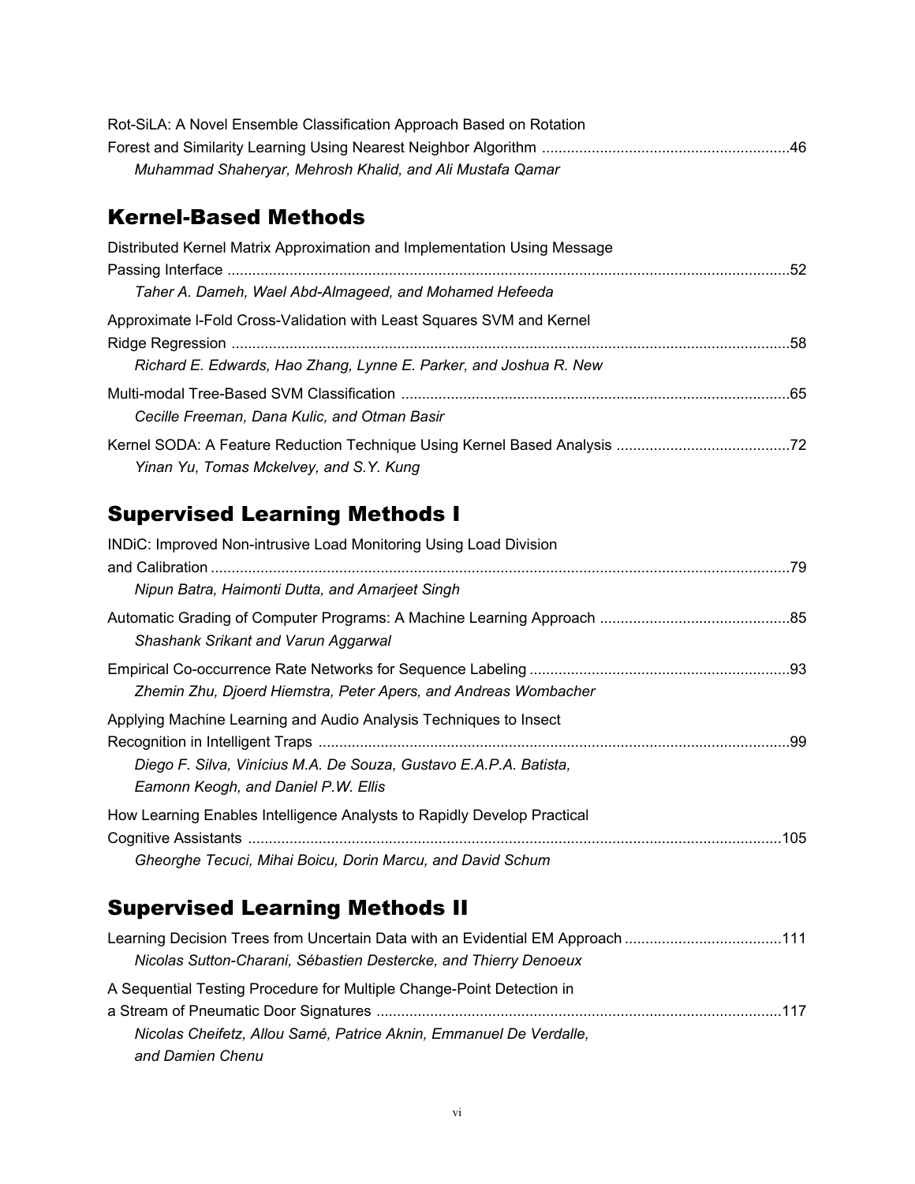Rot-SiLA: A Novel Ensemble Classification Approach Based on Rotation Forest and Similarity Learning Using Nearest Neighbor Algorithm ............ 46
*Muhammad Shaheryar, Mehrosh Khalid, and Ali Mustafa Qamar*

## Kernel-Based Methods

Distributed Kernel Matrix Approximation and Implementation Using Message Passing Interface ............ 52
*Taher A. Dameh, Wael Abd-Almageed, and Mohamed Hefeeda*

Approximate l-Fold Cross-Validation with Least Squares SVM and Kernel Ridge Regression ............ 58
*Richard E. Edwards, Hao Zhang, Lynne E. Parker, and Joshua R. New*

Multi-modal Tree-Based SVM Classification ............ 65
*Cecille Freeman, Dana Kulic, and Otman Basir*

Kernel SODA: A Feature Reduction Technique Using Kernel Based Analysis ............ 72
*Yinan Yu, Tomas Mckelvey, and S.Y. Kung*

## Supervised Learning Methods I

INDiC: Improved Non-intrusive Load Monitoring Using Load Division and Calibration ............ 79
*Nipun Batra, Haimonti Dutta, and Amarjeet Singh*

Automatic Grading of Computer Programs: A Machine Learning Approach ............ 85
*Shashank Srikant and Varun Aggarwal*

Empirical Co-occurrence Rate Networks for Sequence Labeling ............ 93
*Zhemin Zhu, Djoerd Hiemstra, Peter Apers, and Andreas Wombacher*

Applying Machine Learning and Audio Analysis Techniques to Insect Recognition in Intelligent Traps ............ 99
*Diego F. Silva, Vinícius M.A. De Souza, Gustavo E.A.P.A. Batista, Eamonn Keogh, and Daniel P.W. Ellis*

How Learning Enables Intelligence Analysts to Rapidly Develop Practical Cognitive Assistants ............ 105
*Gheorghe Tecuci, Mihai Boicu, Dorin Marcu, and David Schum*

## Supervised Learning Methods II

Learning Decision Trees from Uncertain Data with an Evidential EM Approach ............ 111
*Nicolas Sutton-Charani, Sébastien Destercke, and Thierry Denoeux*

A Sequential Testing Procedure for Multiple Change-Point Detection in a Stream of Pneumatic Door Signatures ............ 117
*Nicolas Cheifetz, Allou Samé, Patrice Aknin, Emmanuel De Verdalle, and Damien Chenu*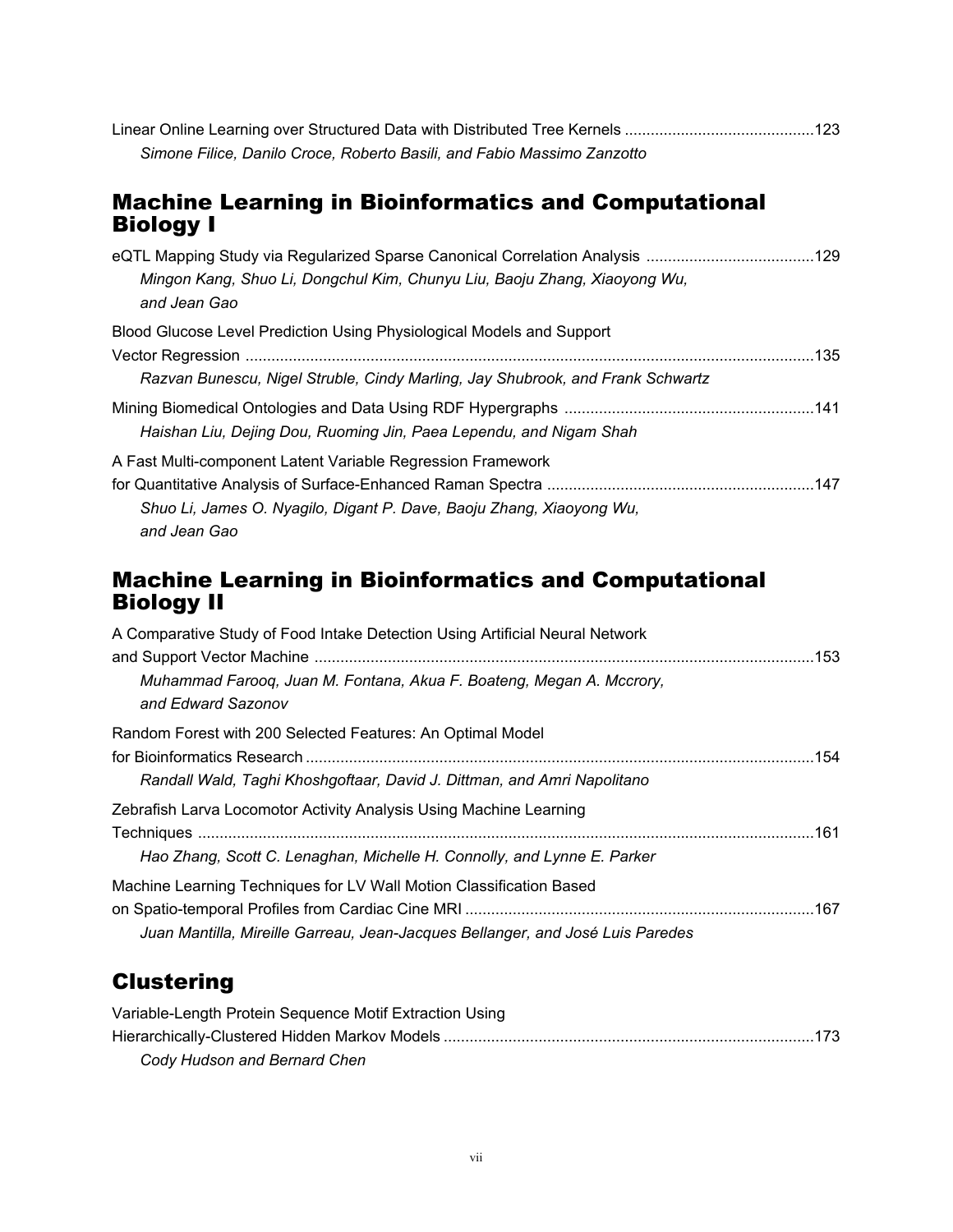Linear Online Learning over Structured Data with Distributed Tree Kernels ............................................123
*Simone Filice, Danilo Croce, Roberto Basili, and Fabio Massimo Zanzotto*

## Machine Learning in Bioinformatics and Computational Biology I

eQTL Mapping Study via Regularized Sparse Canonical Correlation Analysis .......................................129
*Mingon Kang, Shuo Li, Dongchul Kim, Chunyu Liu, Baoju Zhang, Xiaoyong Wu, and Jean Gao*

Blood Glucose Level Prediction Using Physiological Models and Support Vector Regression ..................................................................................................................................135
*Razvan Bunescu, Nigel Struble, Cindy Marling, Jay Shubrook, and Frank Schwartz*

Mining Biomedical Ontologies and Data Using RDF Hypergraphs ..........................................................141
*Haishan Liu, Dejing Dou, Ruoming Jin, Paea Lependu, and Nigam Shah*

A Fast Multi-component Latent Variable Regression Framework for Quantitative Analysis of Surface-Enhanced Raman Spectra .............................................................147
*Shuo Li, James O. Nyagilo, Digant P. Dave, Baoju Zhang, Xiaoyong Wu, and Jean Gao*

## Machine Learning in Bioinformatics and Computational Biology II

A Comparative Study of Food Intake Detection Using Artificial Neural Network and Support Vector Machine ...................................................................................................................153
*Muhammad Farooq, Juan M. Fontana, Akua F. Boateng, Megan A. Mccrory, and Edward Sazonov*

Random Forest with 200 Selected Features: An Optimal Model for Bioinformatics Research .....................................................................................................................154
*Randall Wald, Taghi Khoshgoftaar, David J. Dittman, and Amri Napolitano*

Zebrafish Larva Locomotor Activity Analysis Using Machine Learning Techniques .............................................................................................................................................161
*Hao Zhang, Scott C. Lenaghan, Michelle H. Connolly, and Lynne E. Parker*

Machine Learning Techniques for LV Wall Motion Classification Based on Spatio-temporal Profiles from Cardiac Cine MRI ................................................................................167
*Juan Mantilla, Mireille Garreau, Jean-Jacques Bellanger, and José Luis Paredes*

## Clustering

Variable-Length Protein Sequence Motif Extraction Using Hierarchically-Clustered Hidden Markov Models .....................................................................................173
*Cody Hudson and Bernard Chen*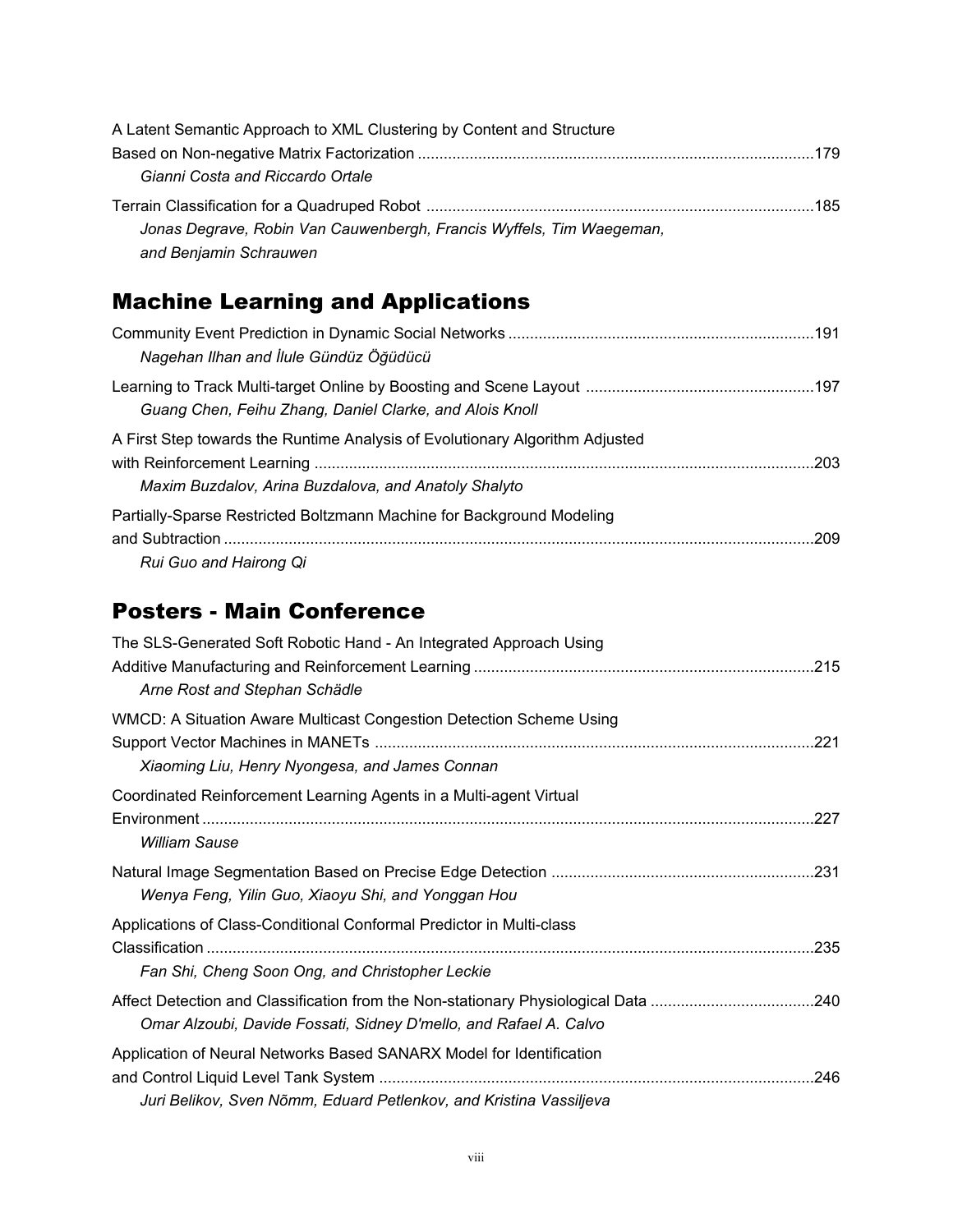A Latent Semantic Approach to XML Clustering by Content and Structure Based on Non-negative Matrix Factorization ....................................................................................................179
*Gianni Costa and Riccardo Ortale*

Terrain Classification for a Quadruped Robot ....................................................................................................185
*Jonas Degrave, Robin Van Cauwenbergh, Francis Wyffels, Tim Waegeman, and Benjamin Schrauwen*

## Machine Learning and Applications

Community Event Prediction in Dynamic Social Networks ....................................................................................................191
*Nagehan Ilhan and İlule Gündüz Öğüdücü*

Learning to Track Multi-target Online by Boosting and Scene Layout ....................................................................................................197
*Guang Chen, Feihu Zhang, Daniel Clarke, and Alois Knoll*

A First Step towards the Runtime Analysis of Evolutionary Algorithm Adjusted with Reinforcement Learning ....................................................................................................203
*Maxim Buzdalov, Arina Buzdalova, and Anatoly Shalyto*

Partially-Sparse Restricted Boltzmann Machine for Background Modeling and Subtraction ....................................................................................................209
*Rui Guo and Hairong Qi*

## Posters - Main Conference

The SLS-Generated Soft Robotic Hand - An Integrated Approach Using Additive Manufacturing and Reinforcement Learning ....................................................................................................215
*Arne Rost and Stephan Schädle*

WMCD: A Situation Aware Multicast Congestion Detection Scheme Using Support Vector Machines in MANETs ....................................................................................................221
*Xiaoming Liu, Henry Nyongesa, and James Connan*

Coordinated Reinforcement Learning Agents in a Multi-agent Virtual Environment ....................................................................................................227
*William Sause*

Natural Image Segmentation Based on Precise Edge Detection ....................................................................................................231
*Wenya Feng, Yilin Guo, Xiaoyu Shi, and Yonggan Hou*

Applications of Class-Conditional Conformal Predictor in Multi-class Classification ....................................................................................................235
*Fan Shi, Cheng Soon Ong, and Christopher Leckie*

Affect Detection and Classification from the Non-stationary Physiological Data ....................................................................................................240
*Omar Alzoubi, Davide Fossati, Sidney D'mello, and Rafael A. Calvo*

Application of Neural Networks Based SANARX Model for Identification and Control Liquid Level Tank System ....................................................................................................246
*Juri Belikov, Sven Nõmm, Eduard Petlenkov, and Kristina Vassiljeva*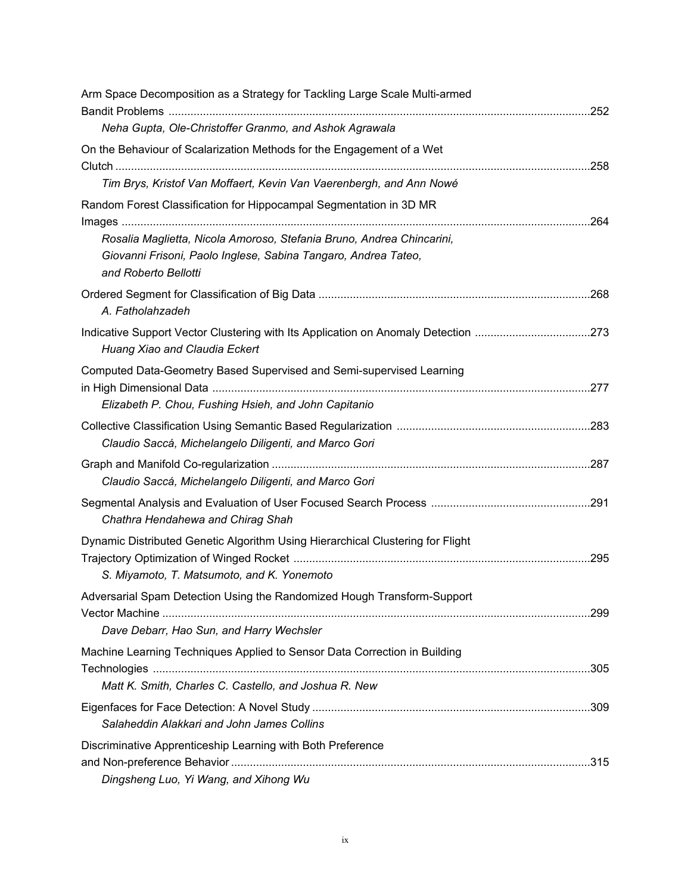Arm Space Decomposition as a Strategy for Tackling Large Scale Multi-armed Bandit Problems ......252
*Neha Gupta, Ole-Christoffer Granmo, and Ashok Agrawala*

On the Behaviour of Scalarization Methods for the Engagement of a Wet Clutch ......258
*Tim Brys, Kristof Van Moffaert, Kevin Van Vaerenbergh, and Ann Nowé*

Random Forest Classification for Hippocampal Segmentation in 3D MR Images ......264
*Rosalia Maglietta, Nicola Amoroso, Stefania Bruno, Andrea Chincarini, Giovanni Frisoni, Paolo Inglese, Sabina Tangaro, Andrea Tateo, and Roberto Bellotti*

Ordered Segment for Classification of Big Data ......268
*A. Fatholahzadeh*

Indicative Support Vector Clustering with Its Application on Anomaly Detection ......273
*Huang Xiao and Claudia Eckert*

Computed Data-Geometry Based Supervised and Semi-supervised Learning in High Dimensional Data ......277
*Elizabeth P. Chou, Fushing Hsieh, and John Capitanio*

Collective Classification Using Semantic Based Regularization ......283
*Claudio Saccá, Michelangelo Diligenti, and Marco Gori*

Graph and Manifold Co-regularization ......287
*Claudio Saccá, Michelangelo Diligenti, and Marco Gori*

Segmental Analysis and Evaluation of User Focused Search Process ......291
*Chathra Hendahewa and Chirag Shah*

Dynamic Distributed Genetic Algorithm Using Hierarchical Clustering for Flight Trajectory Optimization of Winged Rocket ......295
*S. Miyamoto, T. Matsumoto, and K. Yonemoto*

Adversarial Spam Detection Using the Randomized Hough Transform-Support Vector Machine ......299
*Dave Debarr, Hao Sun, and Harry Wechsler*

Machine Learning Techniques Applied to Sensor Data Correction in Building Technologies ......305
*Matt K. Smith, Charles C. Castello, and Joshua R. New*

Eigenfaces for Face Detection: A Novel Study ......309
*Salaheddin Alakkari and John James Collins*

Discriminative Apprenticeship Learning with Both Preference and Non-preference Behavior ......315
*Dingsheng Luo, Yi Wang, and Xihong Wu*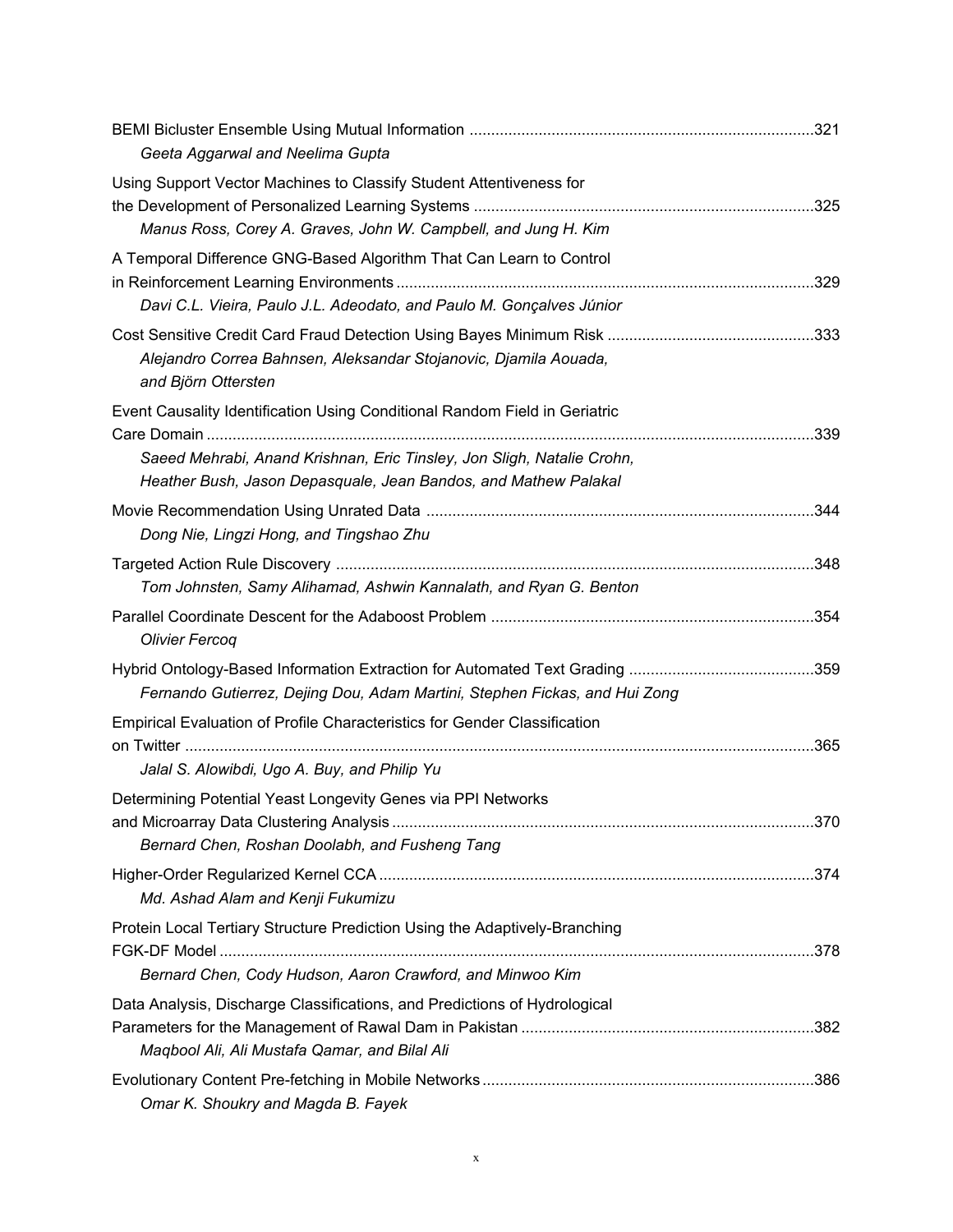BEMI Bicluster Ensemble Using Mutual Information ....................................................................................321
*Geeta Aggarwal and Neelima Gupta*

Using Support Vector Machines to Classify Student Attentiveness for the Development of Personalized Learning Systems ....................................................................................325
*Manus Ross, Corey A. Graves, John W. Campbell, and Jung H. Kim*

A Temporal Difference GNG-Based Algorithm That Can Learn to Control in Reinforcement Learning Environments ....................................................................................329
*Davi C.L. Vieira, Paulo J.L. Adeodato, and Paulo M. Gonçalves Júnior*

Cost Sensitive Credit Card Fraud Detection Using Bayes Minimum Risk ....................................................................................333
*Alejandro Correa Bahnsen, Aleksandar Stojanovic, Djamila Aouada, and Björn Ottersten*

Event Causality Identification Using Conditional Random Field in Geriatric Care Domain ....................................................................................339
*Saeed Mehrabi, Anand Krishnan, Eric Tinsley, Jon Sligh, Natalie Crohn, Heather Bush, Jason Depasquale, Jean Bandos, and Mathew Palakal*

Movie Recommendation Using Unrated Data ....................................................................................344
*Dong Nie, Lingzi Hong, and Tingshao Zhu*

Targeted Action Rule Discovery ....................................................................................348
*Tom Johnsten, Samy Alihamad, Ashwin Kannalath, and Ryan G. Benton*

Parallel Coordinate Descent for the Adaboost Problem ....................................................................................354
*Olivier Fercoq*

Hybrid Ontology-Based Information Extraction for Automated Text Grading ....................................................................................359
*Fernando Gutierrez, Dejing Dou, Adam Martini, Stephen Fickas, and Hui Zong*

Empirical Evaluation of Profile Characteristics for Gender Classification on Twitter ....................................................................................365
*Jalal S. Alowibdi, Ugo A. Buy, and Philip Yu*

Determining Potential Yeast Longevity Genes via PPI Networks and Microarray Data Clustering Analysis ....................................................................................370
*Bernard Chen, Roshan Doolabh, and Fusheng Tang*

Higher-Order Regularized Kernel CCA ....................................................................................374
*Md. Ashad Alam and Kenji Fukumizu*

Protein Local Tertiary Structure Prediction Using the Adaptively-Branching FGK-DF Model ....................................................................................378
*Bernard Chen, Cody Hudson, Aaron Crawford, and Minwoo Kim*

Data Analysis, Discharge Classifications, and Predictions of Hydrological Parameters for the Management of Rawal Dam in Pakistan ....................................................................................382
*Maqbool Ali, Ali Mustafa Qamar, and Bilal Ali*

Evolutionary Content Pre-fetching in Mobile Networks ....................................................................................386
*Omar K. Shoukry and Magda B. Fayek*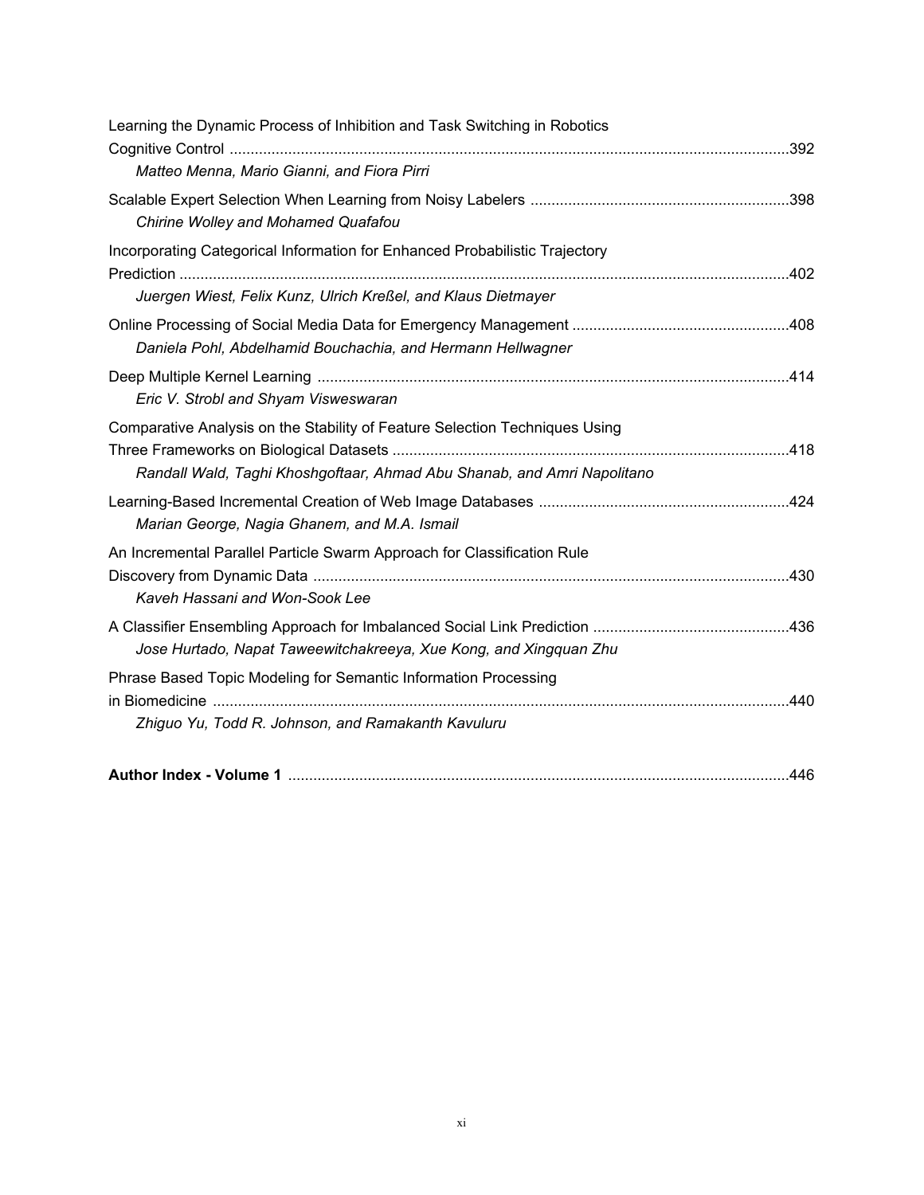Learning the Dynamic Process of Inhibition and Task Switching in Robotics Cognitive Control ....392

*Matteo Menna, Mario Gianni, and Fiora Pirri*

Scalable Expert Selection When Learning from Noisy Labelers ....398

*Chirine Wolley and Mohamed Quafafou*

Incorporating Categorical Information for Enhanced Probabilistic Trajectory Prediction ....402

*Juergen Wiest, Felix Kunz, Ulrich Kreßel, and Klaus Dietmayer*

Online Processing of Social Media Data for Emergency Management ....408

*Daniela Pohl, Abdelhamid Bouchachia, and Hermann Hellwagner*

Deep Multiple Kernel Learning ....414

*Eric V. Strobl and Shyam Visweswaran*

Comparative Analysis on the Stability of Feature Selection Techniques Using Three Frameworks on Biological Datasets ....418

*Randall Wald, Taghi Khoshgoftaar, Ahmad Abu Shanab, and Amri Napolitano*

Learning-Based Incremental Creation of Web Image Databases ....424

*Marian George, Nagia Ghanem, and M.A. Ismail*

An Incremental Parallel Particle Swarm Approach for Classification Rule Discovery from Dynamic Data ....430

*Kaveh Hassani and Won-Sook Lee*

A Classifier Ensembling Approach for Imbalanced Social Link Prediction ....436

*Jose Hurtado, Napat Taweewitchakreeya, Xue Kong, and Xingquan Zhu*

Phrase Based Topic Modeling for Semantic Information Processing in Biomedicine ....440

*Zhiguo Yu, Todd R. Johnson, and Ramakanth Kavuluru*

**Author Index - Volume 1** ....446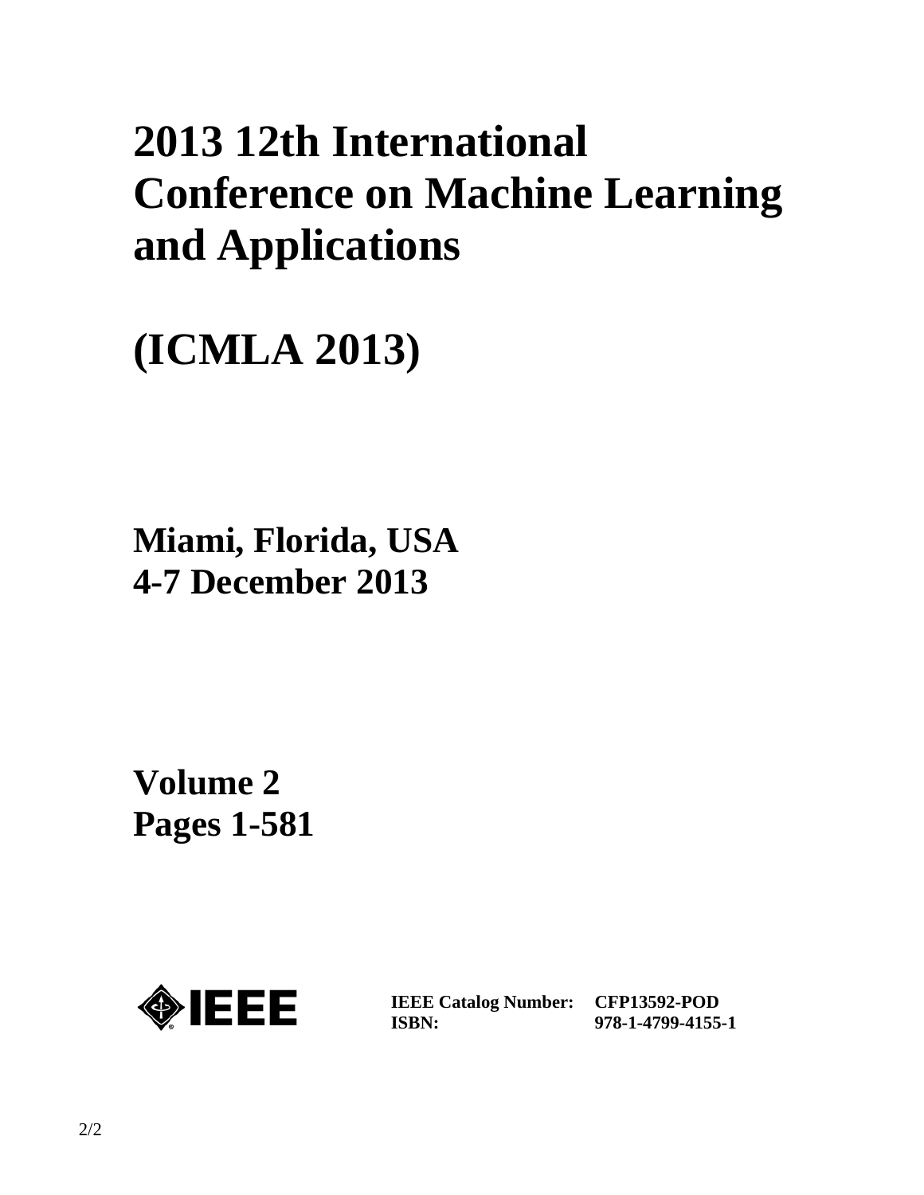# 2013 12th International Conference on Machine Learning and Applications

# (ICMLA 2013)

**Miami, Florida, USA**
**4-7 December 2013**

**Volume 2**
**Pages 1-581**

IEEE

| | |
|---|---|
| **IEEE Catalog Number:** | **CFP13592-POD** |
| **ISBN:** | **978-1-4799-4155-1** |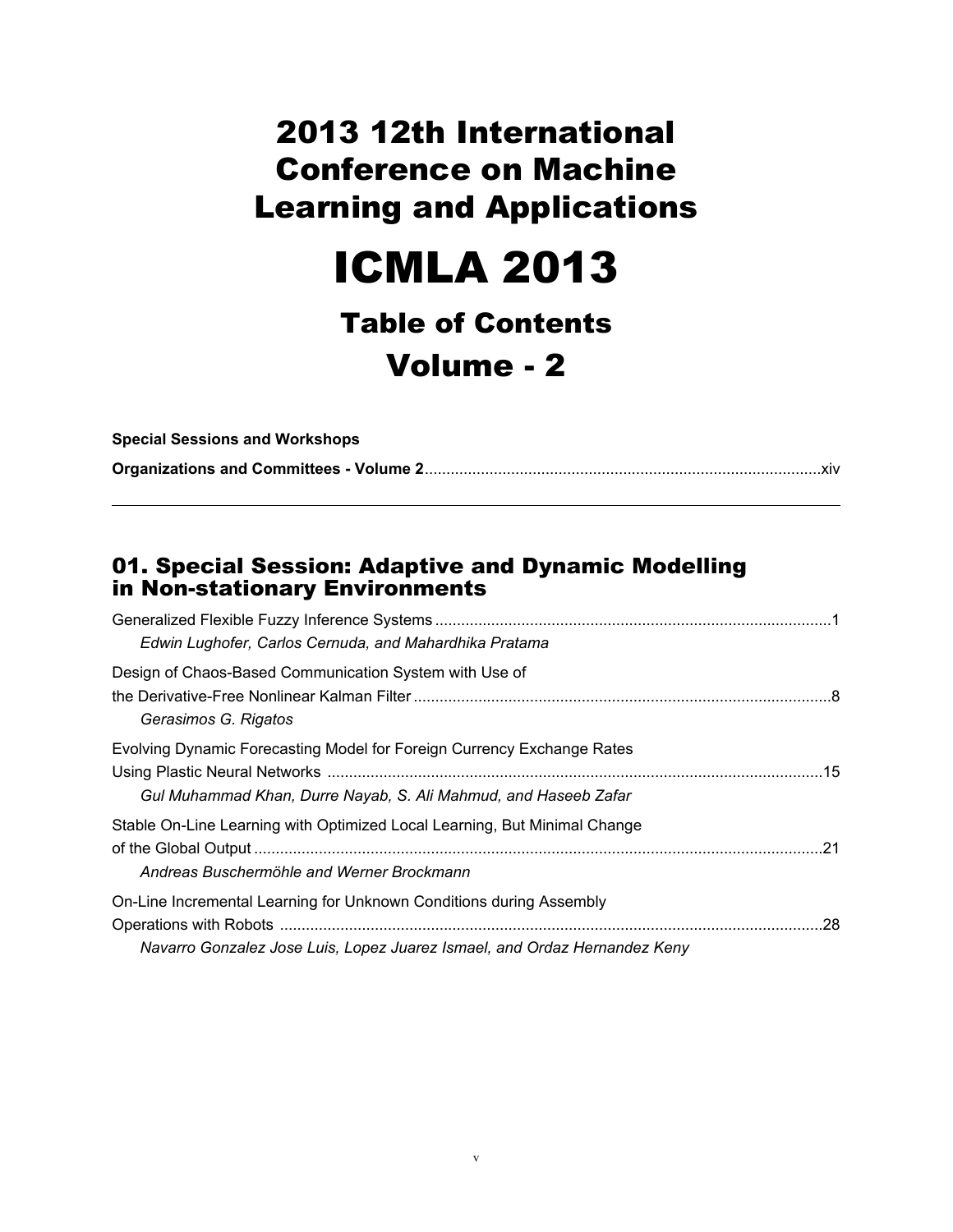# 2013 12th International Conference on Machine Learning and Applications

# ICMLA 2013

## Table of Contents

## Volume - 2

**Special Sessions and Workshops**

**Organizations and Committees - Volume 2** .......... xiv

---

### 01. Special Session: Adaptive and Dynamic Modelling in Non-stationary Environments

Generalized Flexible Fuzzy Inference Systems .......... 1
*Edwin Lughofer, Carlos Cernuda, and Mahardhika Pratama*

Design of Chaos-Based Communication System with Use of the Derivative-Free Nonlinear Kalman Filter .......... 8
*Gerasimos G. Rigatos*

Evolving Dynamic Forecasting Model for Foreign Currency Exchange Rates Using Plastic Neural Networks .......... 15
*Gul Muhammad Khan, Durre Nayab, S. Ali Mahmud, and Haseeb Zafar*

Stable On-Line Learning with Optimized Local Learning, But Minimal Change of the Global Output .......... 21
*Andreas Buschermöhle and Werner Brockmann*

On-Line Incremental Learning for Unknown Conditions during Assembly Operations with Robots .......... 28
*Navarro Gonzalez Jose Luis, Lopez Juarez Ismael, and Ordaz Hernandez Keny*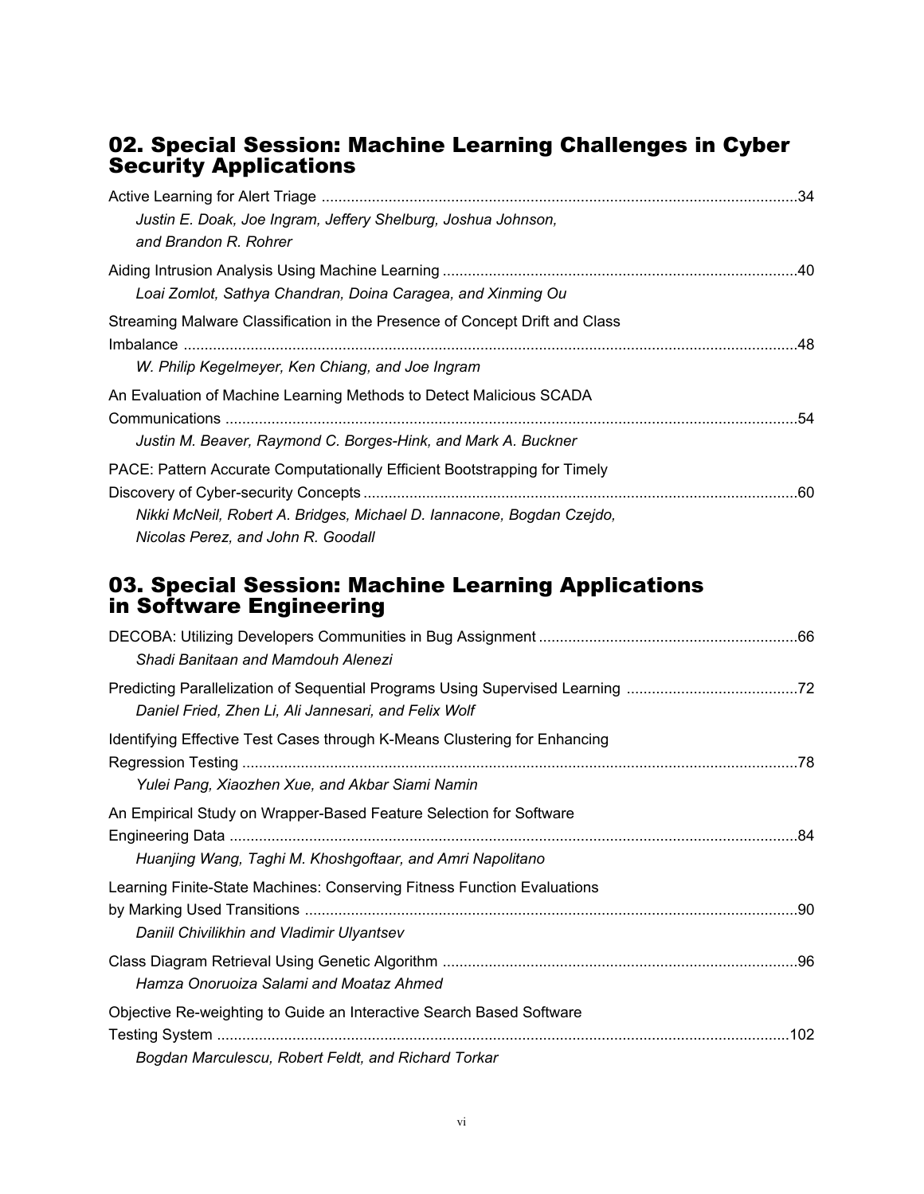## 02. Special Session: Machine Learning Challenges in Cyber Security Applications

Active Learning for Alert Triage ..... 34
*Justin E. Doak, Joe Ingram, Jeffery Shelburg, Joshua Johnson, and Brandon R. Rohrer*

Aiding Intrusion Analysis Using Machine Learning ..... 40
*Loai Zomlot, Sathya Chandran, Doina Caragea, and Xinming Ou*

Streaming Malware Classification in the Presence of Concept Drift and Class Imbalance ..... 48
*W. Philip Kegelmeyer, Ken Chiang, and Joe Ingram*

An Evaluation of Machine Learning Methods to Detect Malicious SCADA Communications ..... 54
*Justin M. Beaver, Raymond C. Borges-Hink, and Mark A. Buckner*

PACE: Pattern Accurate Computationally Efficient Bootstrapping for Timely Discovery of Cyber-security Concepts ..... 60
*Nikki McNeil, Robert A. Bridges, Michael D. Iannacone, Bogdan Czejdo, Nicolas Perez, and John R. Goodall*

## 03. Special Session: Machine Learning Applications in Software Engineering

DECOBA: Utilizing Developers Communities in Bug Assignment ..... 66
*Shadi Banitaan and Mamdouh Alenezi*

Predicting Parallelization of Sequential Programs Using Supervised Learning ..... 72
*Daniel Fried, Zhen Li, Ali Jannesari, and Felix Wolf*

Identifying Effective Test Cases through K-Means Clustering for Enhancing Regression Testing ..... 78
*Yulei Pang, Xiaozhen Xue, and Akbar Siami Namin*

An Empirical Study on Wrapper-Based Feature Selection for Software Engineering Data ..... 84
*Huanjing Wang, Taghi M. Khoshgoftaar, and Amri Napolitano*

Learning Finite-State Machines: Conserving Fitness Function Evaluations by Marking Used Transitions ..... 90
*Daniil Chivilikhin and Vladimir Ulyantsev*

Class Diagram Retrieval Using Genetic Algorithm ..... 96
*Hamza Onoruoiza Salami and Moataz Ahmed*

Objective Re-weighting to Guide an Interactive Search Based Software Testing System ..... 102
*Bogdan Marculescu, Robert Feldt, and Richard Torkar*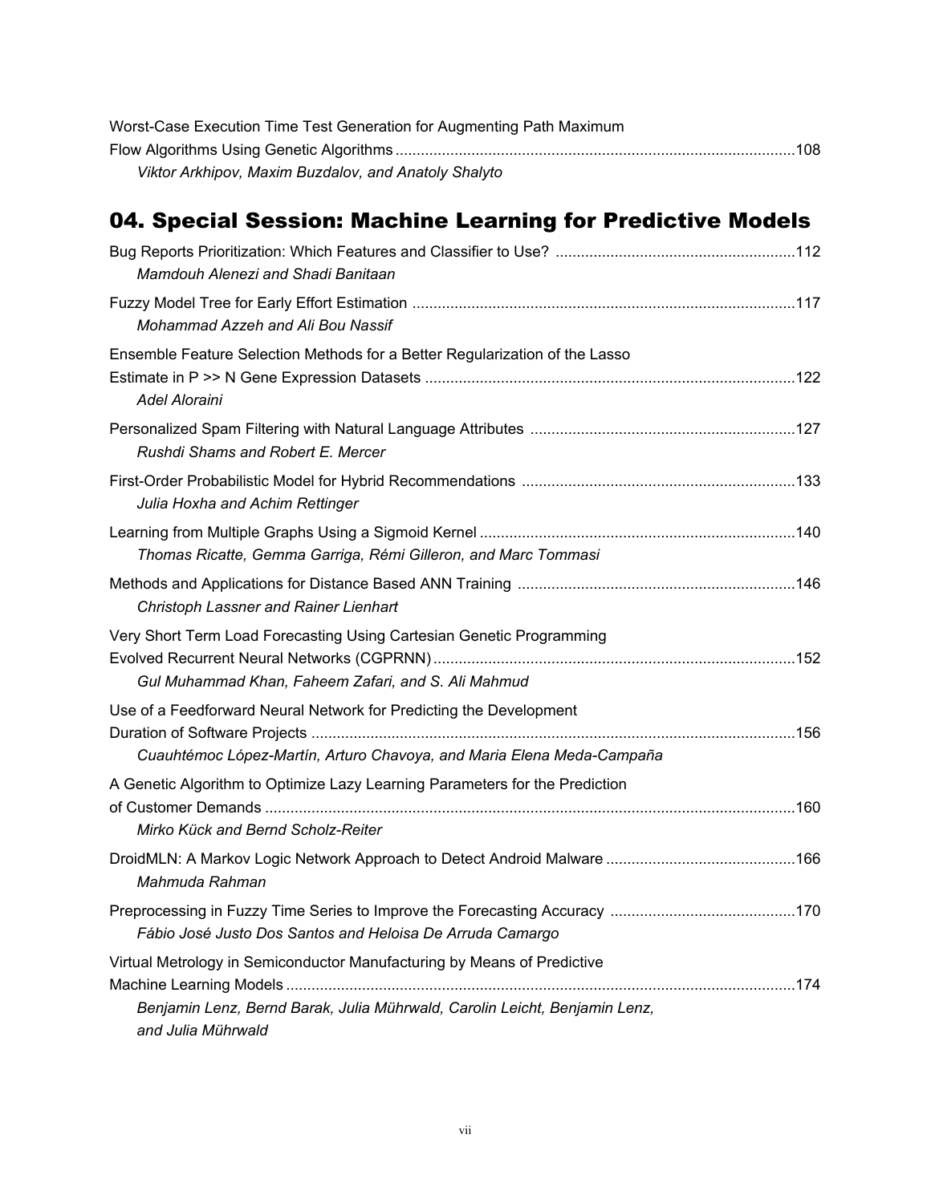Worst-Case Execution Time Test Generation for Augmenting Path Maximum Flow Algorithms Using Genetic Algorithms ............................................................................................108
*Viktor Arkhipov, Maxim Buzdalov, and Anatoly Shalyto*

## 04. Special Session: Machine Learning for Predictive Models

Bug Reports Prioritization: Which Features and Classifier to Use? .........................................................112
*Mamdouh Alenezi and Shadi Banitaan*

Fuzzy Model Tree for Early Effort Estimation ..........................................................................................117
*Mohammad Azzeh and Ali Bou Nassif*

Ensemble Feature Selection Methods for a Better Regularization of the Lasso Estimate in P >> N Gene Expression Datasets .......................................................................................122
*Adel Aloraini*

Personalized Spam Filtering with Natural Language Attributes ..............................................................127
*Rushdi Shams and Robert E. Mercer*

First-Order Probabilistic Model for Hybrid Recommendations ................................................................133
*Julia Hoxha and Achim Rettinger*

Learning from Multiple Graphs Using a Sigmoid Kernel ...........................................................................140
*Thomas Ricatte, Gemma Garriga, Rémi Gilleron, and Marc Tommasi*

Methods and Applications for Distance Based ANN Training .................................................................146
*Christoph Lassner and Rainer Lienhart*

Very Short Term Load Forecasting Using Cartesian Genetic Programming Evolved Recurrent Neural Networks (CGPRNN) .....................................................................................152
*Gul Muhammad Khan, Faheem Zafari, and S. Ali Mahmud*

Use of a Feedforward Neural Network for Predicting the Development Duration of Software Projects ..................................................................................................................156
*Cuauhtémoc López-Martín, Arturo Chavoya, and Maria Elena Meda-Campaña*

A Genetic Algorithm to Optimize Lazy Learning Parameters for the Prediction of Customer Demands .............................................................................................................................160
*Mirko Kück and Bernd Scholz-Reiter*

DroidMLN: A Markov Logic Network Approach to Detect Android Malware .............................................166
*Mahmuda Rahman*

Preprocessing in Fuzzy Time Series to Improve the Forecasting Accuracy ............................................170
*Fábio José Justo Dos Santos and Heloisa De Arruda Camargo*

Virtual Metrology in Semiconductor Manufacturing by Means of Predictive Machine Learning Models ........................................................................................................................174
*Benjamin Lenz, Bernd Barak, Julia Mührwald, Carolin Leicht, Benjamin Lenz, and Julia Mührwald*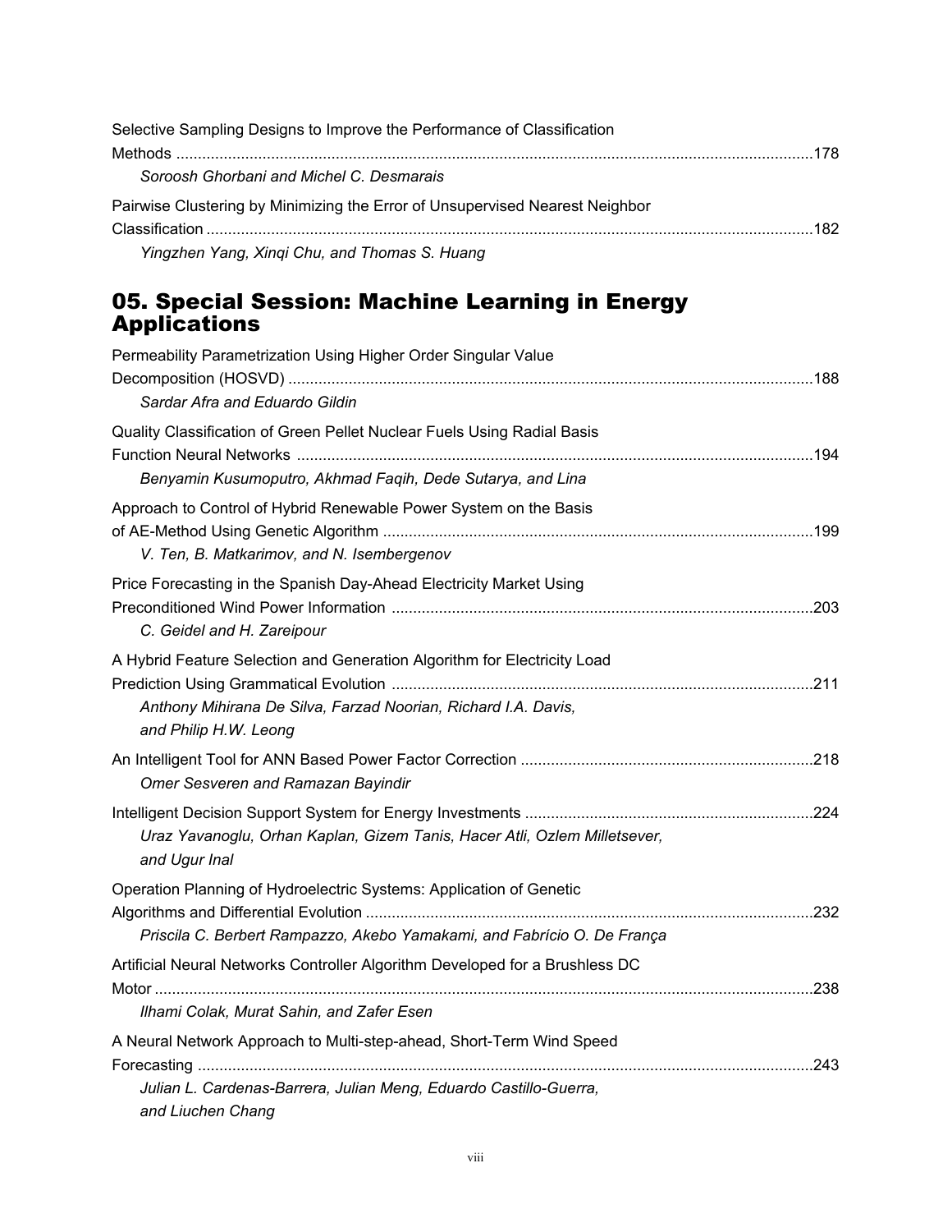Selective Sampling Designs to Improve the Performance of Classification Methods ....................................................................................................................................................178

*Soroosh Ghorbani and Michel C. Desmarais*

Pairwise Clustering by Minimizing the Error of Unsupervised Nearest Neighbor Classification ............................................................................................................................................182

*Yingzhen Yang, Xinqi Chu, and Thomas S. Huang*

## 05. Special Session: Machine Learning in Energy Applications

Permeability Parametrization Using Higher Order Singular Value Decomposition (HOSVD) ..........................................................................................................................188

*Sardar Afra and Eduardo Gildin*

Quality Classification of Green Pellet Nuclear Fuels Using Radial Basis Function Neural Networks ........................................................................................................................194

*Benyamin Kusumoputro, Akhmad Faqih, Dede Sutarya, and Lina*

Approach to Control of Hybrid Renewable Power System on the Basis of AE-Method Using Genetic Algorithm ....................................................................................................199

*V. Ten, B. Matkarimov, and N. Isembergenov*

Price Forecasting in the Spanish Day-Ahead Electricity Market Using Preconditioned Wind Power Information .................................................................................................203

*C. Geidel and H. Zareipour*

A Hybrid Feature Selection and Generation Algorithm for Electricity Load Prediction Using Grammatical Evolution ..................................................................................................211

*Anthony Mihirana De Silva, Farzad Noorian, Richard I.A. Davis, and Philip H.W. Leong*

An Intelligent Tool for ANN Based Power Factor Correction ....................................................................218

*Omer Sesveren and Ramazan Bayindir*

Intelligent Decision Support System for Energy Investments ...................................................................224

*Uraz Yavanoglu, Orhan Kaplan, Gizem Tanis, Hacer Atli, Ozlem Milletsever, and Ugur Inal*

Operation Planning of Hydroelectric Systems: Application of Genetic Algorithms and Differential Evolution ........................................................................................................232

*Priscila C. Berbert Rampazzo, Akebo Yamakami, and Fabrício O. De França*

Artificial Neural Networks Controller Algorithm Developed for a Brushless DC Motor .........................................................................................................................................................238

*Ilhami Colak, Murat Sahin, and Zafer Esen*

A Neural Network Approach to Multi-step-ahead, Short-Term Wind Speed Forecasting ..............................................................................................................................................243

*Julian L. Cardenas-Barrera, Julian Meng, Eduardo Castillo-Guerra, and Liuchen Chang*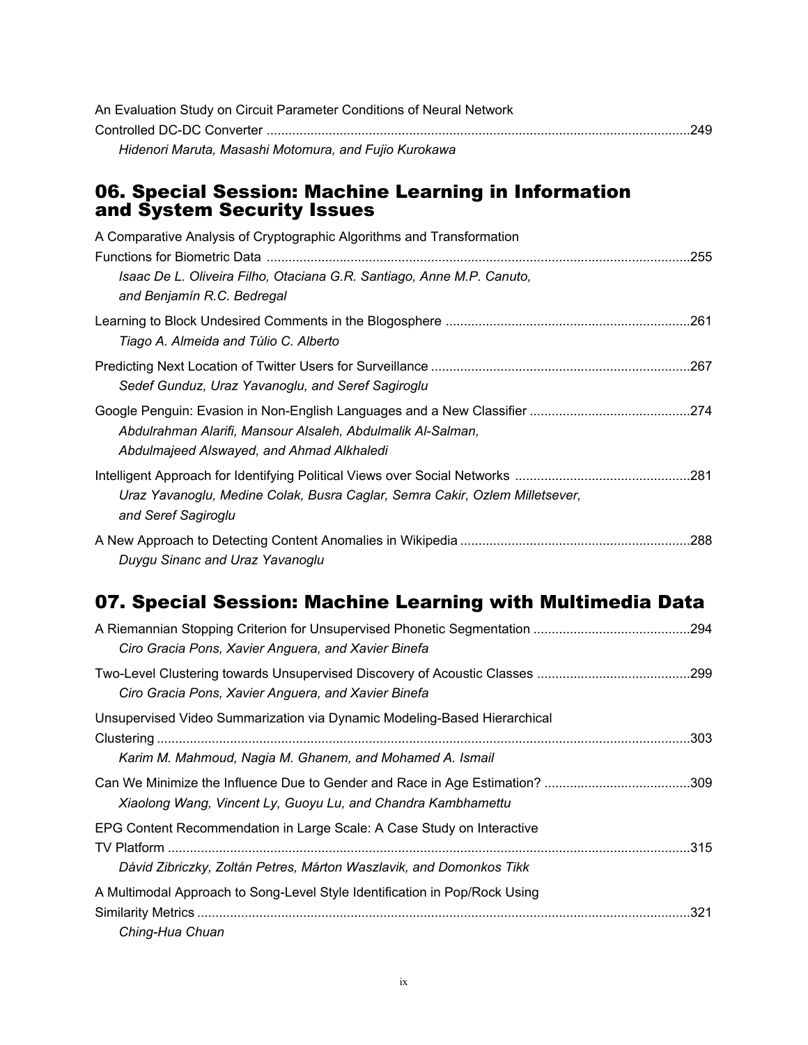An Evaluation Study on Circuit Parameter Conditions of Neural Network Controlled DC-DC Converter ....249
*Hidenori Maruta, Masashi Motomura, and Fujio Kurokawa*

## 06. Special Session: Machine Learning in Information and System Security Issues

A Comparative Analysis of Cryptographic Algorithms and Transformation Functions for Biometric Data ....255
*Isaac De L. Oliveira Filho, Otaciana G.R. Santiago, Anne M.P. Canuto, and Benjamín R.C. Bedregal*

Learning to Block Undesired Comments in the Blogosphere ....261
*Tiago A. Almeida and Túlio C. Alberto*

Predicting Next Location of Twitter Users for Surveillance ....267
*Sedef Gunduz, Uraz Yavanoglu, and Seref Sagiroglu*

Google Penguin: Evasion in Non-English Languages and a New Classifier ....274
*Abdulrahman Alarifi, Mansour Alsaleh, Abdulmalik Al-Salman, Abdulmajeed Alswayed, and Ahmad Alkhaledi*

Intelligent Approach for Identifying Political Views over Social Networks ....281
*Uraz Yavanoglu, Medine Colak, Busra Caglar, Semra Cakir, Ozlem Milletsever, and Seref Sagiroglu*

A New Approach to Detecting Content Anomalies in Wikipedia ....288
*Duygu Sinanc and Uraz Yavanoglu*

## 07. Special Session: Machine Learning with Multimedia Data

A Riemannian Stopping Criterion for Unsupervised Phonetic Segmentation ....294
*Ciro Gracia Pons, Xavier Anguera, and Xavier Binefa*

Two-Level Clustering towards Unsupervised Discovery of Acoustic Classes ....299
*Ciro Gracia Pons, Xavier Anguera, and Xavier Binefa*

Unsupervised Video Summarization via Dynamic Modeling-Based Hierarchical Clustering ....303
*Karim M. Mahmoud, Nagia M. Ghanem, and Mohamed A. Ismail*

Can We Minimize the Influence Due to Gender and Race in Age Estimation? ....309
*Xiaolong Wang, Vincent Ly, Guoyu Lu, and Chandra Kambhamettu*

EPG Content Recommendation in Large Scale: A Case Study on Interactive TV Platform ....315
*Dávid Zibriczky, Zoltán Petres, Márton Waszlavik, and Domonkos Tikk*

A Multimodal Approach to Song-Level Style Identification in Pop/Rock Using Similarity Metrics ....321
*Ching-Hua Chuan*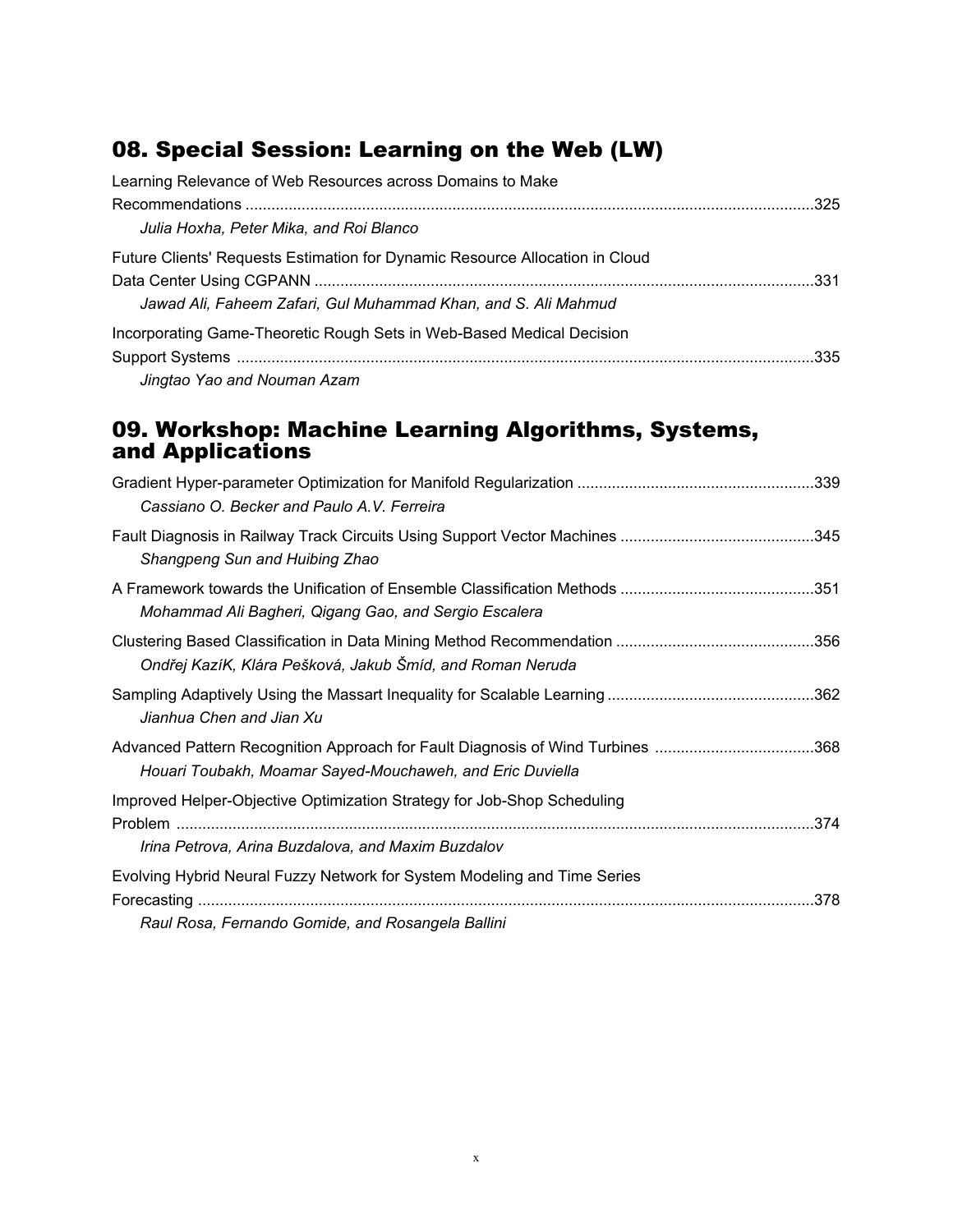## 08. Special Session: Learning on the Web (LW)

Learning Relevance of Web Resources across Domains to Make Recommendations ....... 325
*Julia Hoxha, Peter Mika, and Roi Blanco*

Future Clients' Requests Estimation for Dynamic Resource Allocation in Cloud Data Center Using CGPANN ....... 331
*Jawad Ali, Faheem Zafari, Gul Muhammad Khan, and S. Ali Mahmud*

Incorporating Game-Theoretic Rough Sets in Web-Based Medical Decision Support Systems ....... 335
*Jingtao Yao and Nouman Azam*

## 09. Workshop: Machine Learning Algorithms, Systems, and Applications

Gradient Hyper-parameter Optimization for Manifold Regularization ....... 339
*Cassiano O. Becker and Paulo A.V. Ferreira*

Fault Diagnosis in Railway Track Circuits Using Support Vector Machines ....... 345
*Shangpeng Sun and Huibing Zhao*

A Framework towards the Unification of Ensemble Classification Methods ....... 351
*Mohammad Ali Bagheri, Qigang Gao, and Sergio Escalera*

Clustering Based Classification in Data Mining Method Recommendation ....... 356
*Ondřej KazíK, Klára Pešková, Jakub Šmíd, and Roman Neruda*

Sampling Adaptively Using the Massart Inequality for Scalable Learning ....... 362
*Jianhua Chen and Jian Xu*

Advanced Pattern Recognition Approach for Fault Diagnosis of Wind Turbines ....... 368
*Houari Toubakh, Moamar Sayed-Mouchaweh, and Eric Duviella*

Improved Helper-Objective Optimization Strategy for Job-Shop Scheduling Problem ....... 374
*Irina Petrova, Arina Buzdalova, and Maxim Buzdalov*

Evolving Hybrid Neural Fuzzy Network for System Modeling and Time Series Forecasting ....... 378
*Raul Rosa, Fernando Gomide, and Rosangela Ballini*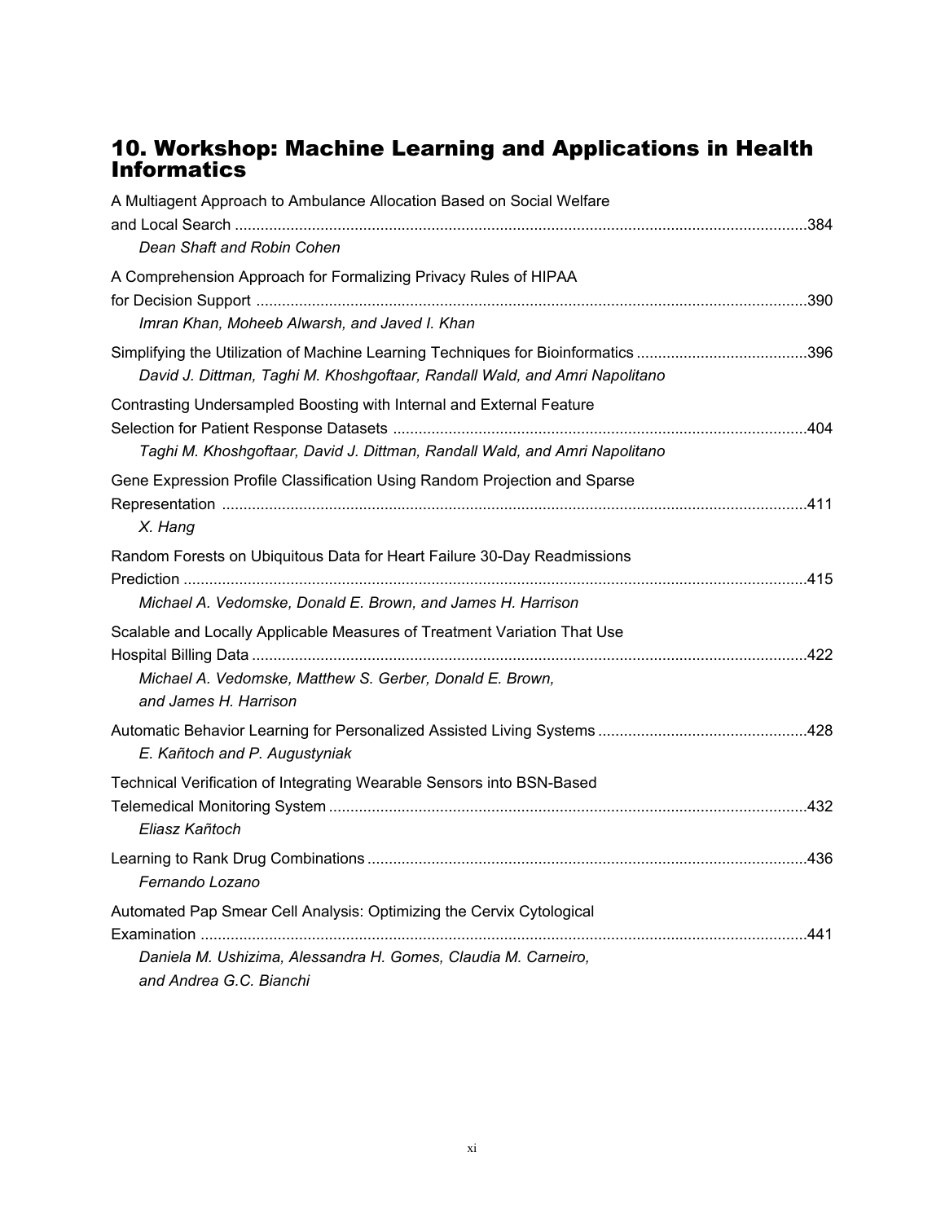## 10. Workshop: Machine Learning and Applications in Health Informatics

A Multiagent Approach to Ambulance Allocation Based on Social Welfare and Local Search ....................................................................................................................................384
*Dean Shaft and Robin Cohen*

A Comprehension Approach for Formalizing Privacy Rules of HIPAA for Decision Support ...............................................................................................................................390
*Imran Khan, Moheeb Alwarsh, and Javed I. Khan*

Simplifying the Utilization of Machine Learning Techniques for Bioinformatics .......................................396
*David J. Dittman, Taghi M. Khoshgoftaar, Randall Wald, and Amri Napolitano*

Contrasting Undersampled Boosting with Internal and External Feature Selection for Patient Response Datasets ...............................................................................................404
*Taghi M. Khoshgoftaar, David J. Dittman, Randall Wald, and Amri Napolitano*

Gene Expression Profile Classification Using Random Projection and Sparse Representation ......................................................................................................................................411
*X. Hang*

Random Forests on Ubiquitous Data for Heart Failure 30-Day Readmissions Prediction ...............................................................................................................................................415
*Michael A. Vedomske, Donald E. Brown, and James H. Harrison*

Scalable and Locally Applicable Measures of Treatment Variation That Use Hospital Billing Data ...............................................................................................................................422
*Michael A. Vedomske, Matthew S. Gerber, Donald E. Brown, and James H. Harrison*

Automatic Behavior Learning for Personalized Assisted Living Systems ................................................428
*E. Kañtoch and P. Augustyniak*

Technical Verification of Integrating Wearable Sensors into BSN-Based Telemedical Monitoring System ..............................................................................................................432
*Eliasz Kañtoch*

Learning to Rank Drug Combinations .....................................................................................................436
*Fernando Lozano*

Automated Pap Smear Cell Analysis: Optimizing the Cervix Cytological Examination ...........................................................................................................................................441
*Daniela M. Ushizima, Alessandra H. Gomes, Claudia M. Carneiro, and Andrea G.C. Bianchi*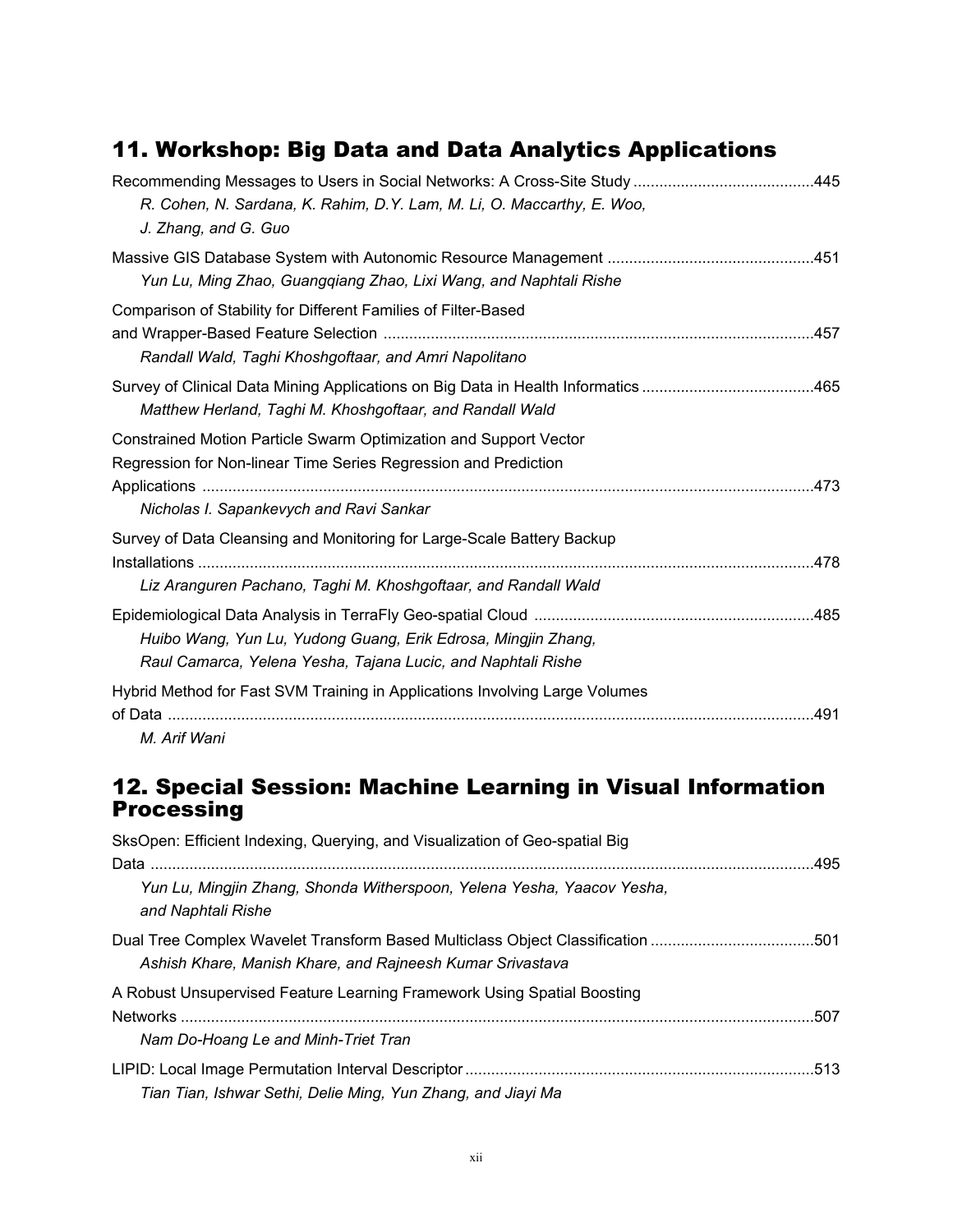## 11. Workshop: Big Data and Data Analytics Applications

Recommending Messages to Users in Social Networks: A Cross-Site Study ..........................................445
*R. Cohen, N. Sardana, K. Rahim, D.Y. Lam, M. Li, O. Maccarthy, E. Woo, J. Zhang, and G. Guo*

Massive GIS Database System with Autonomic Resource Management ................................................451
*Yun Lu, Ming Zhao, Guangqiang Zhao, Lixi Wang, and Naphtali Rishe*

Comparison of Stability for Different Families of Filter-Based and Wrapper-Based Feature Selection ...................................................................................................457
*Randall Wald, Taghi Khoshgoftaar, and Amri Napolitano*

Survey of Clinical Data Mining Applications on Big Data in Health Informatics ........................................465
*Matthew Herland, Taghi M. Khoshgoftaar, and Randall Wald*

Constrained Motion Particle Swarm Optimization and Support Vector Regression for Non-linear Time Series Regression and Prediction Applications .............................................................................................................................................473
*Nicholas I. Sapankevych and Ravi Sankar*

Survey of Data Cleansing and Monitoring for Large-Scale Battery Backup Installations .............................................................................................................................................478
*Liz Aranguren Pachano, Taghi M. Khoshgoftaar, and Randall Wald*

Epidemiological Data Analysis in TerraFly Geo-spatial Cloud ................................................................485
*Huibo Wang, Yun Lu, Yudong Guang, Erik Edrosa, Mingjin Zhang, Raul Camarca, Yelena Yesha, Tajana Lucic, and Naphtali Rishe*

Hybrid Method for Fast SVM Training in Applications Involving Large Volumes of Data .....................................................................................................................................................491
*M. Arif Wani*

## 12. Special Session: Machine Learning in Visual Information Processing

SksOpen: Efficient Indexing, Querying, and Visualization of Geo-spatial Big Data .........................................................................................................................................................495
*Yun Lu, Mingjin Zhang, Shonda Witherspoon, Yelena Yesha, Yaacov Yesha, and Naphtali Rishe*

Dual Tree Complex Wavelet Transform Based Multiclass Object Classification ......................................501
*Ashish Khare, Manish Khare, and Rajneesh Kumar Srivastava*

A Robust Unsupervised Feature Learning Framework Using Spatial Boosting Networks ..................................................................................................................................................507
*Nam Do-Hoang Le and Minh-Triet Tran*

LIPID: Local Image Permutation Interval Descriptor ................................................................................513
*Tian Tian, Ishwar Sethi, Delie Ming, Yun Zhang, and Jiayi Ma*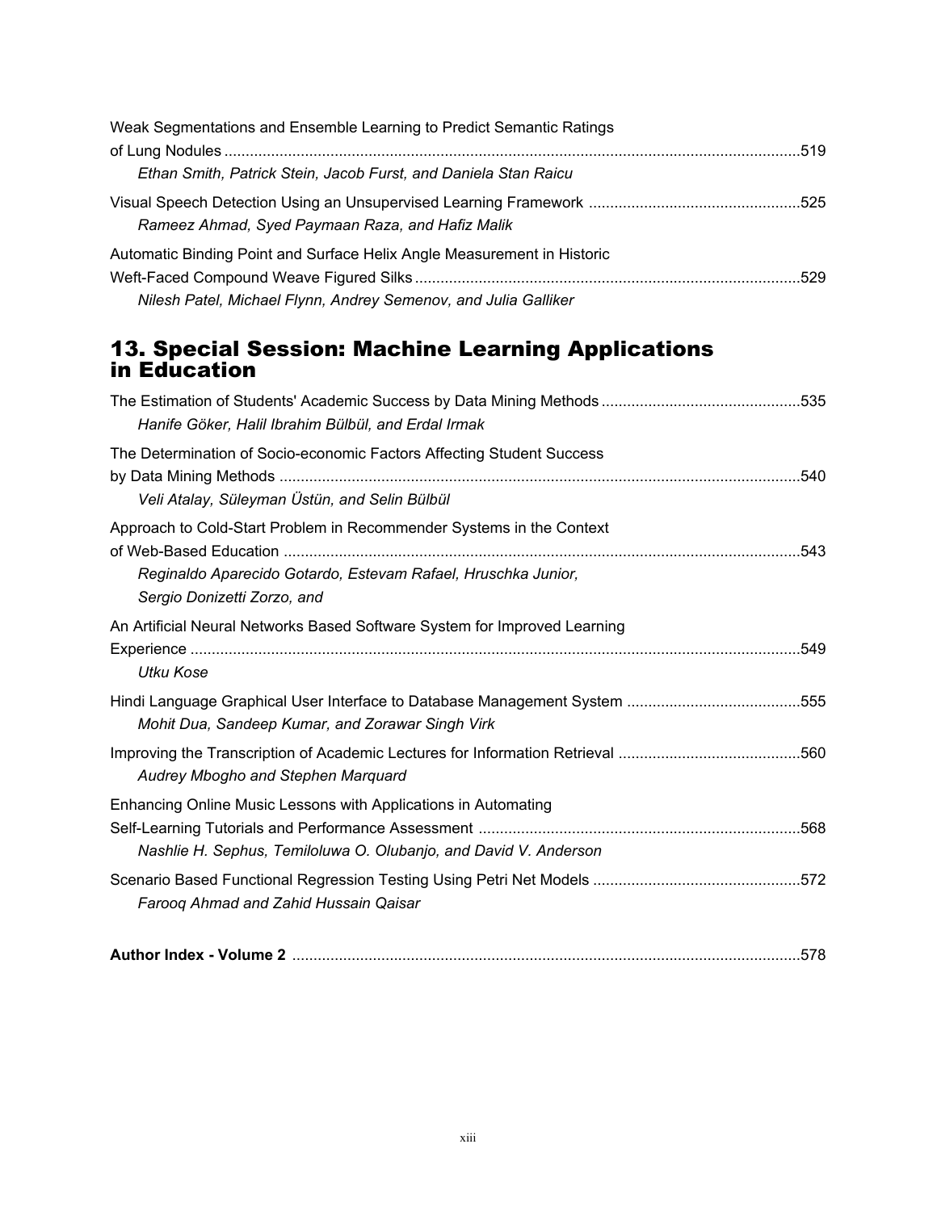Weak Segmentations and Ensemble Learning to Predict Semantic Ratings of Lung Nodules ....... 519
*Ethan Smith, Patrick Stein, Jacob Furst, and Daniela Stan Raicu*

Visual Speech Detection Using an Unsupervised Learning Framework ....... 525
*Rameez Ahmad, Syed Paymaan Raza, and Hafiz Malik*

Automatic Binding Point and Surface Helix Angle Measurement in Historic Weft-Faced Compound Weave Figured Silks ....... 529
*Nilesh Patel, Michael Flynn, Andrey Semenov, and Julia Galliker*

## 13. Special Session: Machine Learning Applications in Education

The Estimation of Students' Academic Success by Data Mining Methods ....... 535
*Hanife Göker, Halil Ibrahim Bülbül, and Erdal Irmak*

The Determination of Socio-economic Factors Affecting Student Success by Data Mining Methods ....... 540
*Veli Atalay, Süleyman Üstün, and Selin Bülbül*

Approach to Cold-Start Problem in Recommender Systems in the Context of Web-Based Education ....... 543
*Reginaldo Aparecido Gotardo, Estevam Rafael, Hruschka Junior, Sergio Donizetti Zorzo, and*

An Artificial Neural Networks Based Software System for Improved Learning Experience ....... 549
*Utku Kose*

Hindi Language Graphical User Interface to Database Management System ....... 555
*Mohit Dua, Sandeep Kumar, and Zorawar Singh Virk*

Improving the Transcription of Academic Lectures for Information Retrieval ....... 560
*Audrey Mbogho and Stephen Marquard*

Enhancing Online Music Lessons with Applications in Automating Self-Learning Tutorials and Performance Assessment ....... 568
*Nashlie H. Sephus, Temiloluwa O. Olubanjo, and David V. Anderson*

Scenario Based Functional Regression Testing Using Petri Net Models ....... 572
*Farooq Ahmad and Zahid Hussain Qaisar*

**Author Index - Volume 2** ....... 578